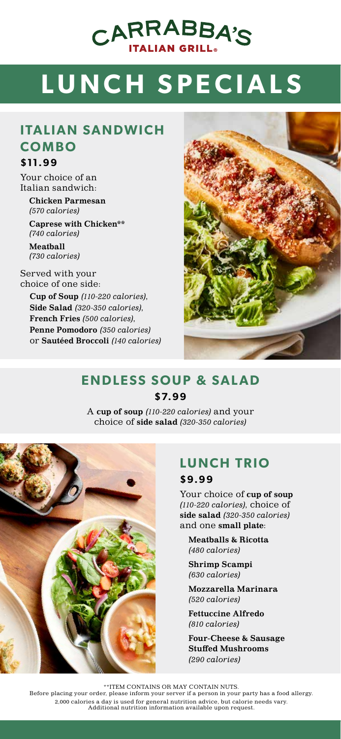# CARRABBA'S

ITALIAN GRILL®

# LUNCH SPECIALS

## ITALIAN SANDWICH COMBO

### $11.99

Your choice of an Italian sandwich:

**Chicken Parmesan** *(570 calories)*

**Caprese with Chicken**** *(740 calories)*

**Meatball** *(730 calories)*

Served with your choice of one side:

**Cup of Soup** *(110-220 calories)*, **Side Salad** *(320-350 calories)*, **French Fries** *(500 calories)*, **Penne Pomodoro** *(350 calories)* or **Sautéed Broccoli** *(140 calories)*

## ENDLESS SOUP & SALAD

### $7.99

A **cup of soup** *(110-220 calories)* and your choice of **side salad** *(320-350 calories)*

## LUNCH TRIO

### $9.99

Your choice of **cup of soup** *(110-220 calories)*, choice of **side salad** *(320-350 calories)* and one **small plate**:

**Meatballs & Ricotta** *(480 calories)*

**Shrimp Scampi** *(630 calories)*

**Mozzarella Marinara** *(520 calories)*

**Fettuccine Alfredo** *(810 calories)*

**Four-Cheese & Sausage Stuffed Mushrooms** *(290 calories)*

**ITEM CONTAINS OR MAY CONTAIN NUTS.
Before placing your order, please inform your server if a person in your party has a food allergy.
2,000 calories a day is used for general nutrition advice, but calorie needs vary.
Additional nutrition information available upon request.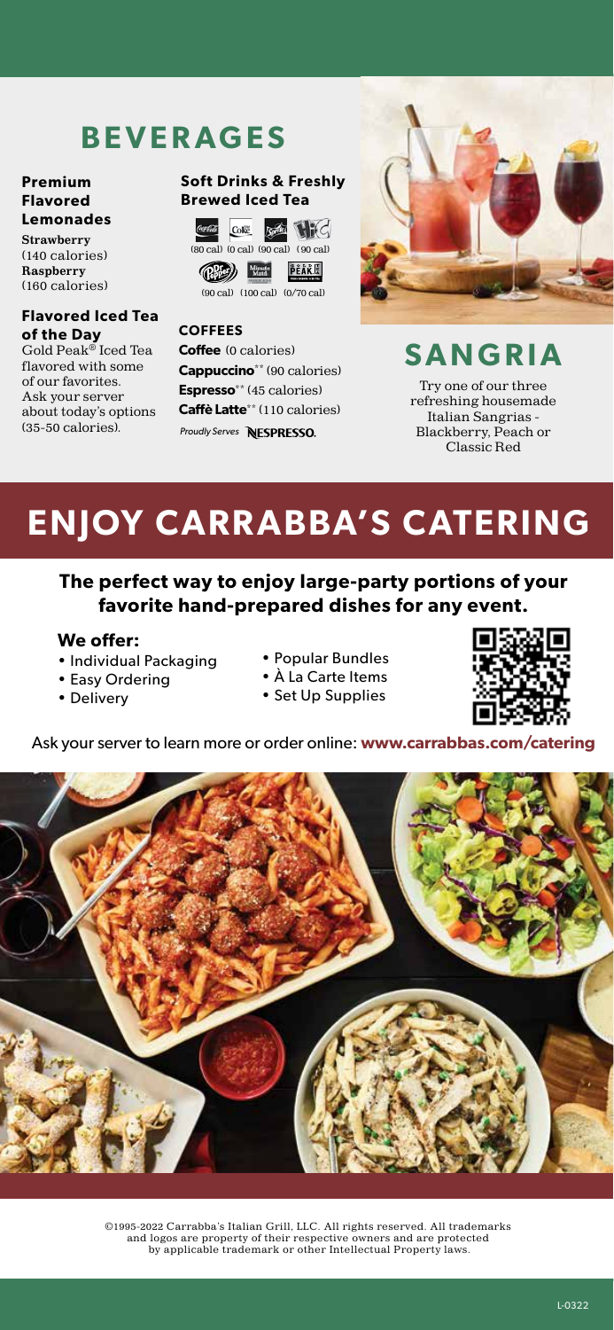# BEVERAGES

**Premium Flavored Lemonades**

Strawberry (140 calories)
Raspberry (160 calories)

**Flavored Iced Tea of the Day**

Gold Peak® Iced Tea flavored with some of our favorites. Ask your server about today's options (35-50 calories).

**Soft Drinks & Freshly Brewed Iced Tea**

(80 cal) (0 cal) (90 cal) (90 cal)

(90 cal) (100 cal) (0/70 cal)

**COFFEES**

**Coffee** (0 calories)
**Cappuccino**** (90 calories)
**Espresso**** (45 calories)
**Caffè Latte**** (110 calories)

*Proudly Serves* NESPRESSO.

# SANGRIA

Try one of our three refreshing housemade Italian Sangrias - Blackberry, Peach or Classic Red

# ENJOY CARRABBA'S CATERING

**The perfect way to enjoy large-party portions of your favorite hand-prepared dishes for any event.**

**We offer:**

- Individual Packaging
- Easy Ordering
- Delivery
- Popular Bundles
- À La Carte Items
- Set Up Supplies

Ask your server to learn more or order online: **www.carrabbas.com/catering**

©1995-2022 Carrabba's Italian Grill, LLC. All rights reserved. All trademarks and logos are property of their respective owners and are protected by applicable trademark or other Intellectual Property laws.

L-0322